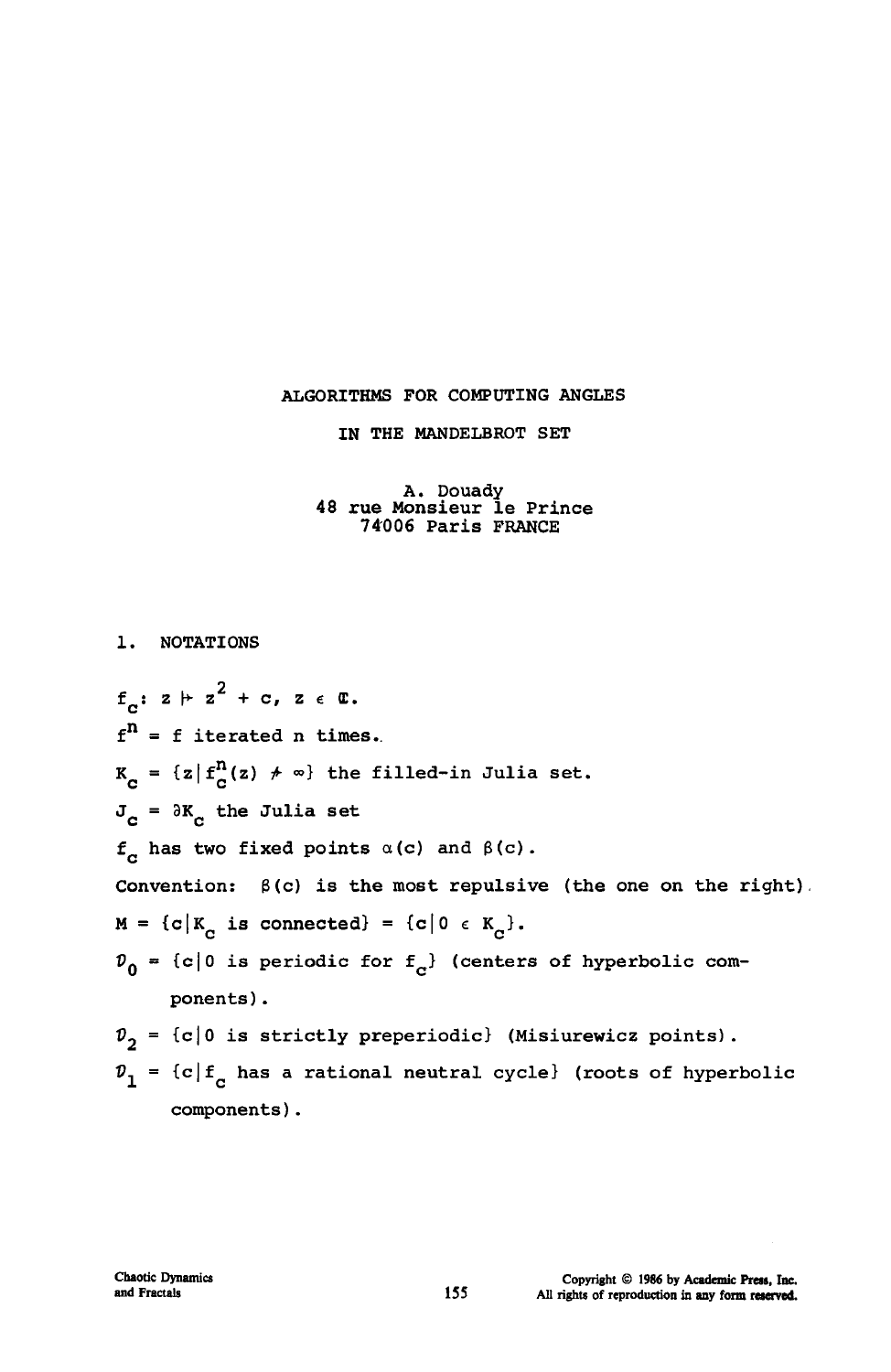# ALGORITHMS FOR COMPUTING ANGLES IN THE MANDELBROT SET

A. Douady
48 rue Monsieur le Prince
74006 Paris FRANCE

## 1. NOTATIONS

$f_c: z \mapsto z^2 + c$, $z \in \mathbb{C}$.

$f^n$ = f iterated n times.

$K_c = \{z \mid f_c^n(z) \not\to \infty\}$ the filled-in Julia set.

$J_c = \partial K_c$ the Julia set

$f_c$ has two fixed points $\alpha(c)$ and $\beta(c)$.

Convention: $\beta(c)$ is the most repulsive (the one on the right).

$M = \{c \mid K_c \text{ is connected}\} = \{c \mid 0 \in K_c\}$.

$\mathcal{D}_0 = \{c \mid 0 \text{ is periodic for } f_c\}$ (centers of hyperbolic components).

$\mathcal{D}_2 = \{c \mid 0 \text{ is strictly preperiodic}\}$ (Misiurewicz points).

$\mathcal{D}_1 = \{c \mid f_c \text{ has a rational neutral cycle}\}$ (roots of hyperbolic components).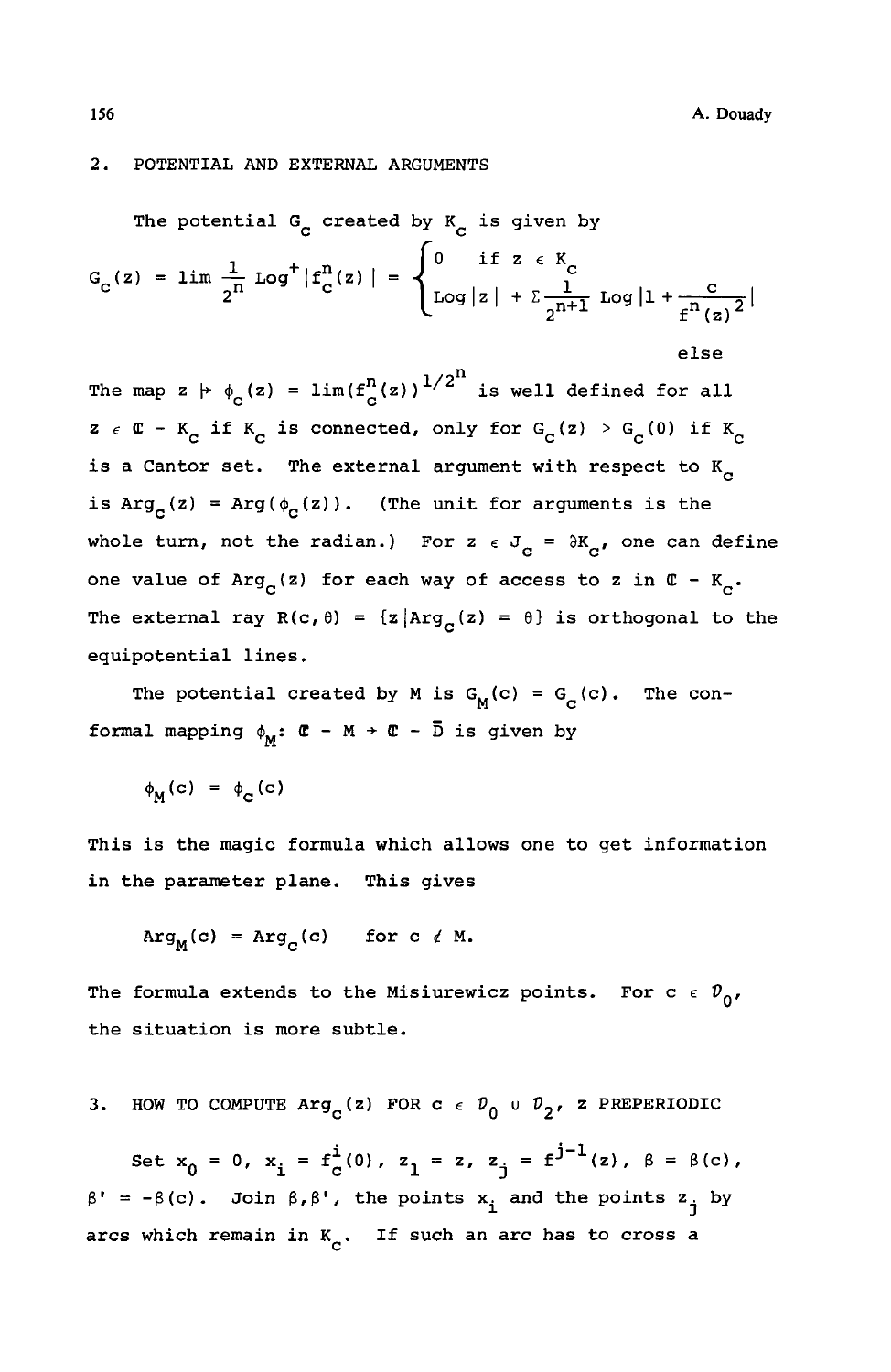## 2. POTENTIAL AND EXTERNAL ARGUMENTS

The potential $G_c$ created by $K_c$ is given by

$$G_c(z) = \lim \frac{1}{2^n} \operatorname{Log}^+ |f_c^n(z)| = \begin{cases} 0 & \text{if } z \in K_c \\ \operatorname{Log}|z| + \Sigma \frac{1}{2^{n+1}} \operatorname{Log}\left|1 + \frac{c}{f^n(z)^2}\right| & \text{else} \end{cases}$$

The map $z \mapsto \phi_c(z) = \lim(f_c^n(z))^{1/2^n}$ is well defined for all $z \in \mathbb{C} - K_c$ if $K_c$ is connected, only for $G_c(z) > G_c(0)$ if $K_c$ is a Cantor set. The external argument with respect to $K_c$ is $\operatorname{Arg}_c(z) = \operatorname{Arg}(\phi_c(z))$. (The unit for arguments is the whole turn, not the radian.) For $z \in J_c = \partial K_c$, one can define one value of $\operatorname{Arg}_c(z)$ for each way of access to $z$ in $\mathbb{C} - K_c$. The external ray $R(c, \theta) = \{z \,|\, \operatorname{Arg}_c(z) = \theta\}$ is orthogonal to the equipotential lines.

The potential created by $M$ is $G_M(c) = G_c(c)$. The conformal mapping $\phi_M\colon \mathbb{C} - M \to \mathbb{C} - \bar{D}$ is given by

$$\phi_M(c) = \phi_c(c)$$

This is the magic formula which allows one to get information in the parameter plane. This gives

$$\operatorname{Arg}_M(c) = \operatorname{Arg}_c(c) \quad \text{for } c \notin M.$$

The formula extends to the Misiurewicz points. For $c \in \mathcal{D}_0$, the situation is more subtle.

## 3. HOW TO COMPUTE $\operatorname{Arg}_c(z)$ FOR $c \in \mathcal{D}_0 \cup \mathcal{D}_2$, $z$ PREPERIODIC

Set $x_0 = 0$, $x_i = f_c^i(0)$, $z_1 = z$, $z_j = f^{j-1}(z)$, $\beta = \beta(c)$, $\beta' = -\beta(c)$. Join $\beta, \beta'$, the points $x_i$ and the points $z_j$ by arcs which remain in $K_c$. If such an arc has to cross a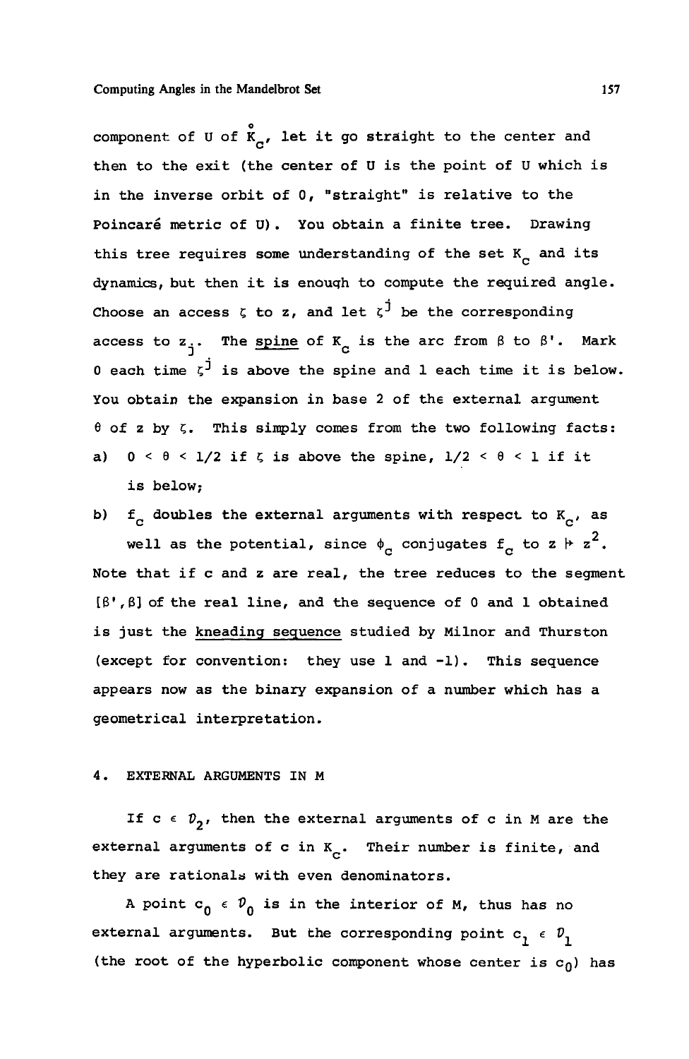component of $U$ of $\mathring{K}_c$, let it go straight to the center and then to the exit (the center of $U$ is the point of $U$ which is in the inverse orbit of 0, "straight" is relative to the Poincaré metric of $U$). You obtain a finite tree. Drawing this tree requires some understanding of the set $K_c$ and its dynamics, but then it is enough to compute the required angle. Choose an access $\zeta$ to $z$, and let $\zeta^j$ be the corresponding access to $z_j$. The <u>spine</u> of $K_c$ is the arc from $\beta$ to $\beta'$. Mark 0 each time $\zeta^j$ is above the spine and 1 each time it is below. You obtain the expansion in base 2 of the external argument $\theta$ of $z$ by $\zeta$. This simply comes from the two following facts:

a) $0 < \theta < 1/2$ if $\zeta$ is above the spine, $1/2 < \theta < 1$ if it is below;

b) $f_c$ doubles the external arguments with respect to $K_c$, as well as the potential, since $\phi_c$ conjugates $f_c$ to $z \mapsto z^2$.

Note that if $c$ and $z$ are real, the tree reduces to the segment $[\beta', \beta]$ of the real line, and the sequence of 0 and 1 obtained is just the <u>kneading sequence</u> studied by Milnor and Thurston (except for convention: they use 1 and -1). This sequence appears now as the binary expansion of a number which has a geometrical interpretation.

## 4. EXTERNAL ARGUMENTS IN M

If $c \in \mathcal{D}_2$, then the external arguments of $c$ in $M$ are the external arguments of $c$ in $K_c$. Their number is finite, and they are rationals with even denominators.

A point $c_0 \in \mathcal{D}_0$ is in the interior of $M$, thus has no external arguments. But the corresponding point $c_1 \in \mathcal{D}_1$ (the root of the hyperbolic component whose center is $c_0$) has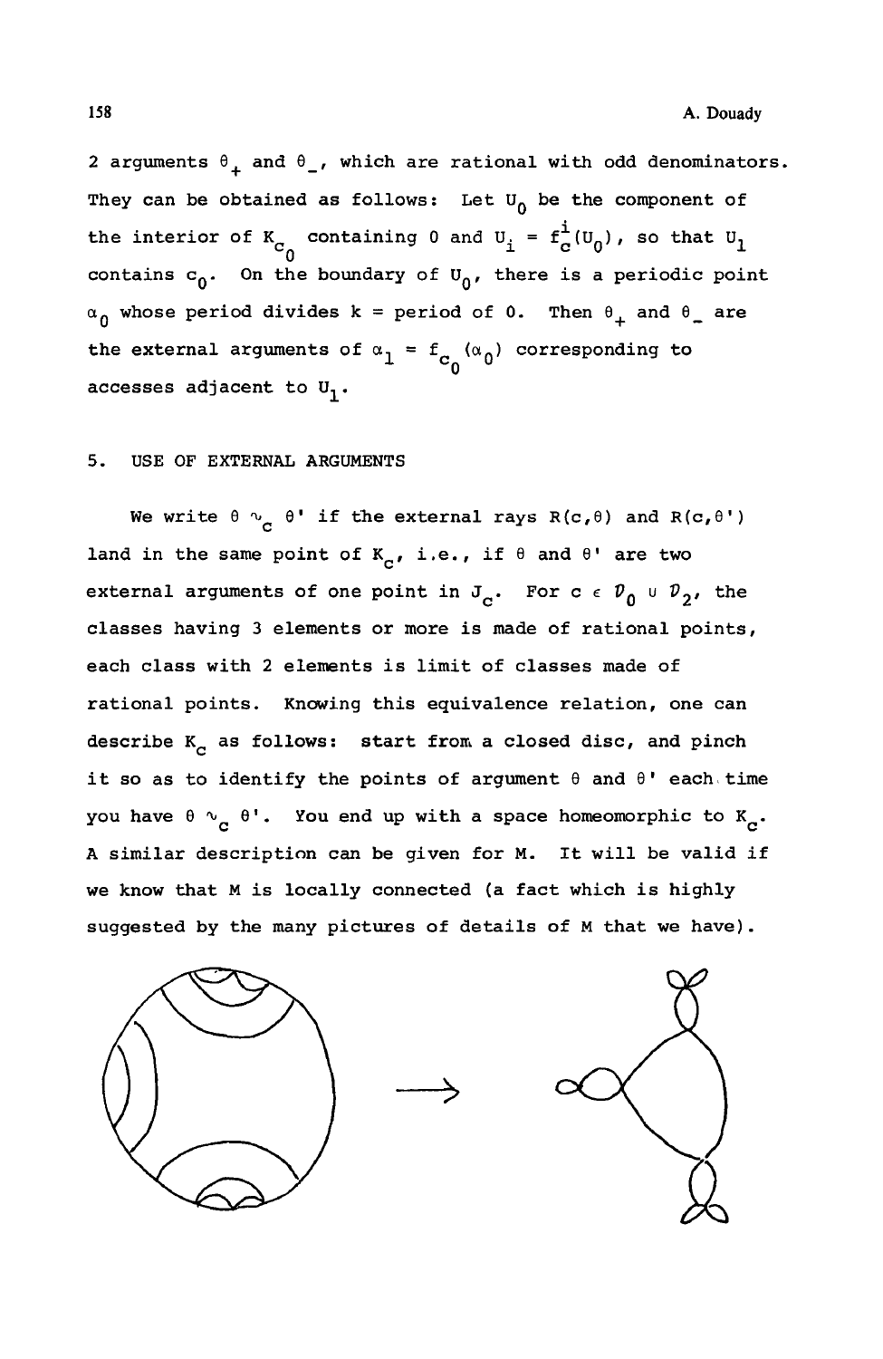2 arguments $\theta_+$ and $\theta_-$, which are rational with odd denominators. They can be obtained as follows: Let $U_0$ be the component of the interior of $K_{c_0}$ containing 0 and $U_i = f_c^i(U_0)$, so that $U_1$ contains $c_0$. On the boundary of $U_0$, there is a periodic point $\alpha_0$ whose period divides k = period of 0. Then $\theta_+$ and $\theta_-$ are the external arguments of $\alpha_1 = f_{c_0}(\alpha_0)$ corresponding to accesses adjacent to $U_1$.

## 5. USE OF EXTERNAL ARGUMENTS

We write $\theta \sim_c \theta'$ if the external rays $R(c,\theta)$ and $R(c,\theta')$ land in the same point of $K_c$, i.e., if $\theta$ and $\theta'$ are two external arguments of one point in $J_c$. For $c \in \mathcal{D}_0 \cup \mathcal{D}_2$, the classes having 3 elements or more is made of rational points, each class with 2 elements is limit of classes made of rational points. Knowing this equivalence relation, one can describe $K_c$ as follows: start from a closed disc, and pinch it so as to identify the points of argument $\theta$ and $\theta'$ each time you have $\theta \sim_c \theta'$. You end up with a space homeomorphic to $K_c$. A similar description can be given for M. It will be valid if we know that M is locally connected (a fact which is highly suggested by the many pictures of details of M that we have).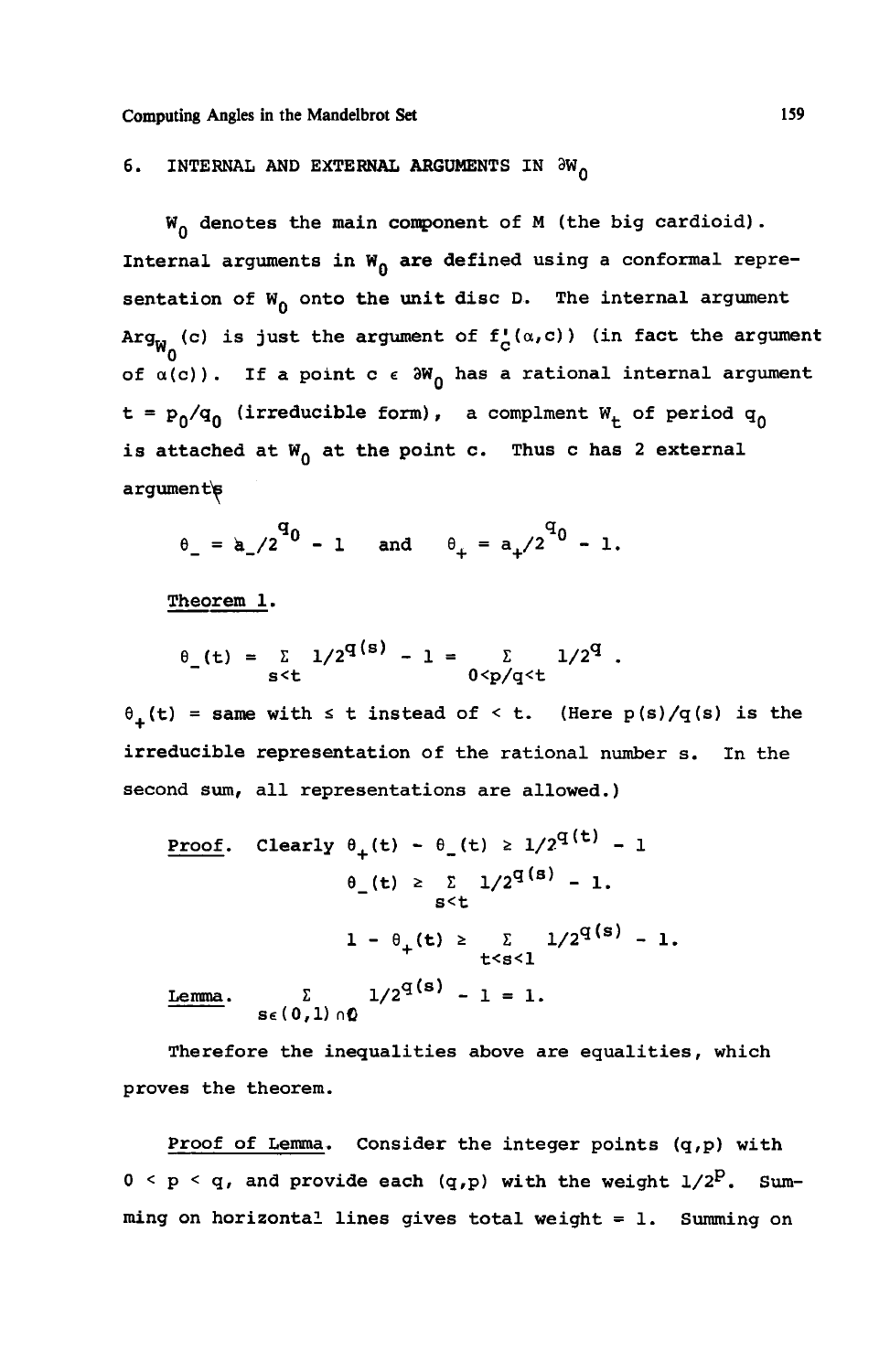## 6. INTERNAL AND EXTERNAL ARGUMENTS IN $\partial W_0$

$W_0$ denotes the main component of M (the big cardioid). Internal arguments in $W_0$ are defined using a conformal representation of $W_0$ onto the unit disc D. The internal argument $\mathrm{Arg}_{W_0}(c)$ is just the argument of $f_c'(\alpha,c))$ (in fact the argument of $\alpha(c)$). If a point $c \in \partial W_0$ has a rational internal argument $t = p_0/q_0$ (irreducible form), a complment $W_t$ of period $q_0$ is attached at $W_0$ at the point c. Thus c has 2 external arguments

$$\theta_- = a_-/2^{q_0} - 1 \quad \text{and} \quad \theta_+ = a_+/2^{q_0} - 1.$$

Theorem 1.

$$\theta_-(t) = \sum_{s<t} 1/2^{q(s)} - 1 = \sum_{0<p/q<t} 1/2^q .$$

$\theta_+(t)$ = same with $\leq t$ instead of $< t$. (Here $p(s)/q(s)$ is the irreducible representation of the rational number s. In the second sum, all representations are allowed.)

Proof. Clearly $\theta_+(t) - \theta_-(t) \geq 1/2^{q(t)} - 1$

$$\theta_-(t) \geq \sum_{s<t} 1/2^{q(s)} - 1.$$

$$1 - \theta_+(t) \geq \sum_{t<s<1} 1/2^{q(s)} - 1.$$

Lemma. $\displaystyle\sum_{s\in(0,1)\cap\mathbb{Q}} 1/2^{q(s)} - 1 = 1.$

Therefore the inequalities above are equalities, which proves the theorem.

Proof of Lemma. Consider the integer points $(q,p)$ with $0 < p < q$, and provide each $(q,p)$ with the weight $1/2^p$. Summing on horizontal lines gives total weight = 1. Summing on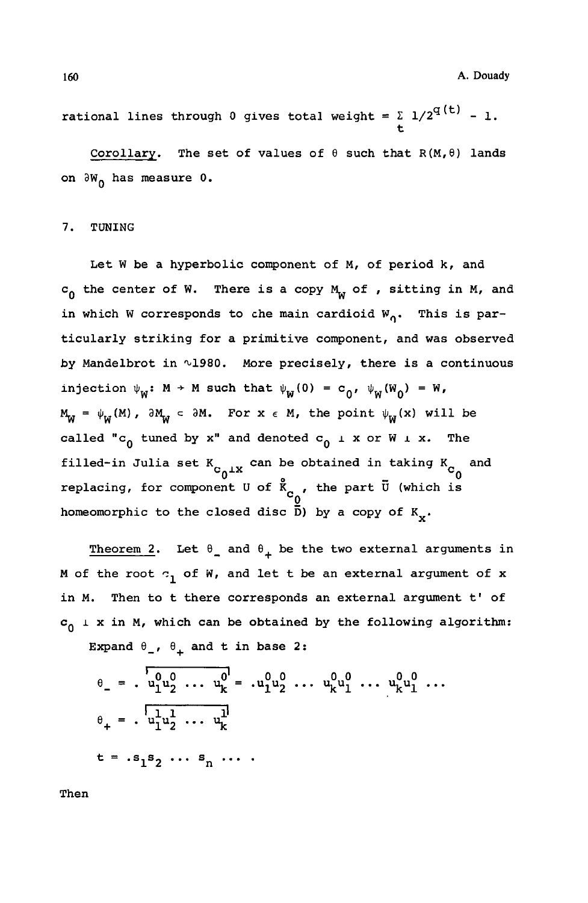rational lines through 0 gives total weight $= \sum_t 1/2^{q(t)} - 1$.

Corollary. The set of values of $\theta$ such that $R(M,\theta)$ lands on $\partial W_0$ has measure 0.

## 7. TUNING

Let $W$ be a hyperbolic component of $M$, of period $k$, and $c_0$ the center of $W$. There is a copy $M_W$ of , sitting in $M$, and in which $W$ corresponds to the main cardioid $W_0$. This is particularly striking for a primitive component, and was observed by Mandelbrot in ~1980. More precisely, there is a continuous injection $\psi_W$: $M \to M$ such that $\psi_W(0) = c_0$, $\psi_W(W_0) = W$, $M_W = \psi_W(M)$, $\partial M_W \subset \partial M$. For $x \in M$, the point $\psi_W(x)$ will be called "$c_0$ tuned by $x$" and denoted $c_0 \perp x$ or $W \perp x$. The filled-in Julia set $K_{c_0 \perp x}$ can be obtained in taking $K_{c_0}$ and replacing, for component $U$ of $\mathring{K}_{c_0}$, the part $\bar{U}$ (which is homeomorphic to the closed disc $\bar{D}$) by a copy of $K_x$.

Theorem 2. Let $\theta_-$ and $\theta_+$ be the two external arguments in $M$ of the root $c_1$ of $W$, and let $t$ be an external argument of $x$ in $M$. Then to $t$ there corresponds an external argument $t'$ of $c_0 \perp x$ in $M$, which can be obtained by the following algorithm:

Expand $\theta_-$, $\theta_+$ and $t$ in base 2:

$$\theta_- = .\overline{u_1^0 u_2^0 \ldots u_k^0} = .u_1^0 u_2^0 \ldots u_k^0 u_1^0 \ldots u_k^0 u_1^0 \ldots$$

$$\theta_+ = .\overline{u_1^1 u_2^1 \ldots u_k^1}$$

$$t = .s_1 s_2 \ldots s_n \ldots .$$

Then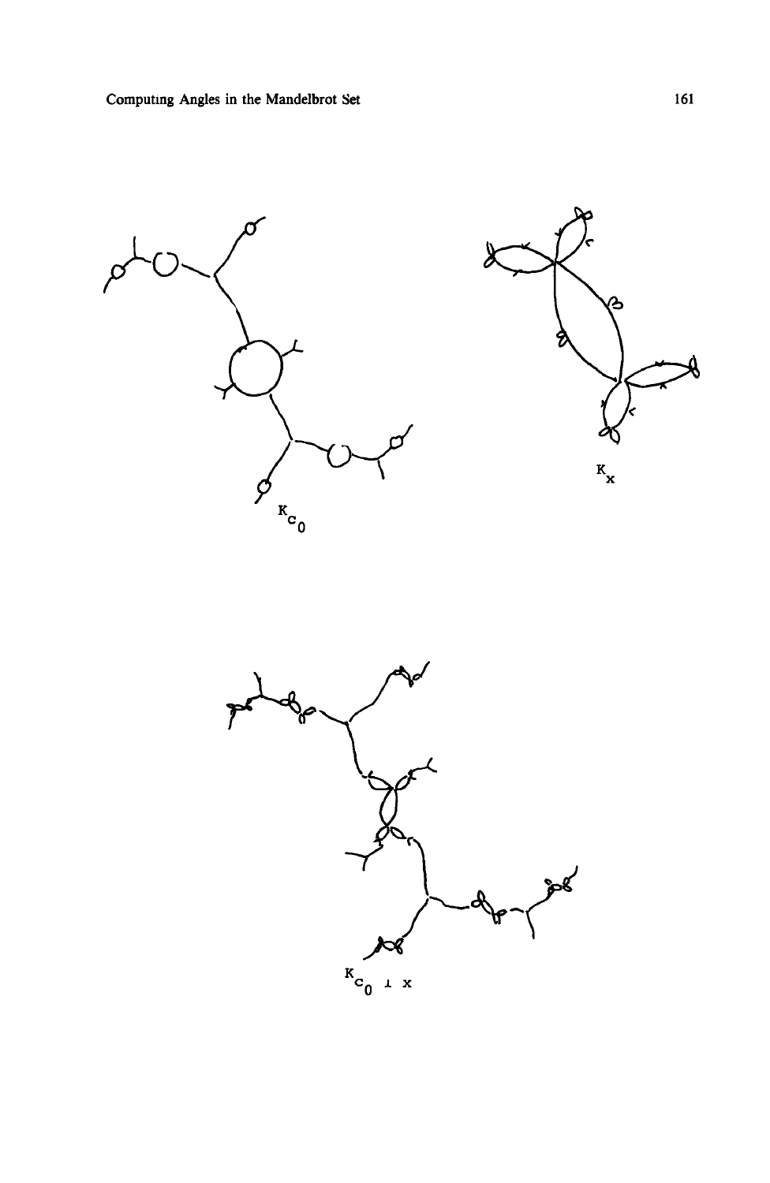$K_{c_0}$

$K_x$

$K_{c_0 \perp x}$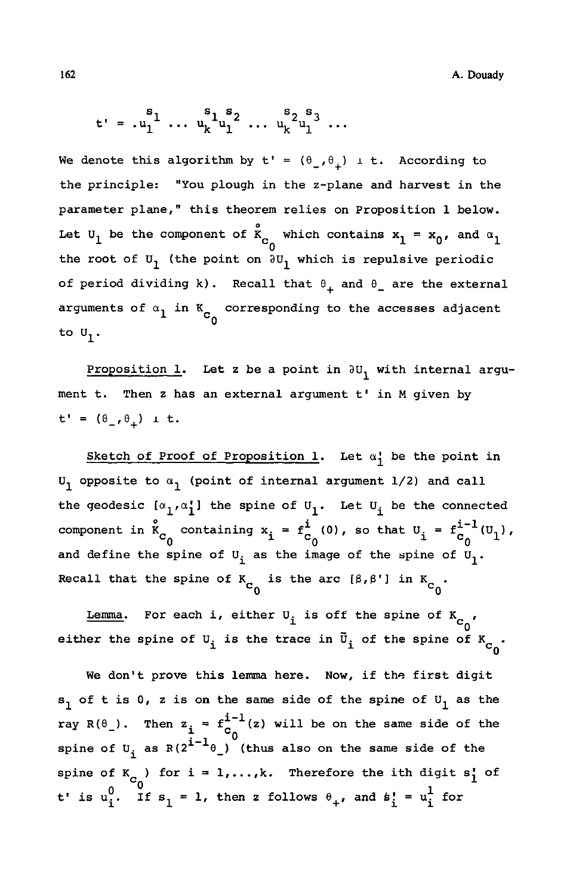$$t' = .u_1^{s_1} \ldots u_k^{s_1} u_1^{s_2} \ldots u_k^{s_2} u_1^{s_3} \ldots$$

We denote this algorithm by $t' = (\theta_-, \theta_+) \perp t$. According to the principle: "You plough in the z-plane and harvest in the parameter plane," this theorem relies on Proposition 1 below. Let $U_1$ be the component of $\mathring{K}_{c_0}$ which contains $x_1 = x_0$, and $\alpha_1$ the root of $U_1$ (the point on $\partial U_1$ which is repulsive periodic of period dividing k). Recall that $\theta_+$ and $\theta_-$ are the external arguments of $\alpha_1$ in $K_{c_0}$ corresponding to the accesses adjacent to $U_1$.

<u>Proposition 1</u>. Let z be a point in $\partial U_1$ with internal argument t. Then z has an external argument t' in M given by $t' = (\theta_-, \theta_+) \perp t$.

<u>Sketch of Proof of Proposition 1</u>. Let $\alpha_1'$ be the point in $U_1$ opposite to $\alpha_1$ (point of internal argument 1/2) and call the geodesic $[\alpha_1, \alpha_1']$ the spine of $U_1$. Let $U_i$ be the connected component in $\mathring{K}_{c_0}$ containing $x_i = f_{c_0}^i(0)$, so that $U_i = f_{c_0}^{i-1}(U_1)$, and define the spine of $U_i$ as the image of the spine of $U_1$. Recall that the spine of $K_{c_0}$ is the arc $[\beta, \beta']$ in $K_{c_0}$.

<u>Lemma</u>. For each i, either $U_i$ is off the spine of $K_{c_0}$, either the spine of $U_i$ is the trace in $\bar{U}_i$ of the spine of $K_{c_0}$.

We don't prove this lemma here. Now, if the first digit $s_1$ of t is 0, z is on the same side of the spine of $U_1$ as the ray $R(\theta_-)$. Then $z_i = f_{c_0}^{i-1}(z)$ will be on the same side of the spine of $U_i$ as $R(2^{i-1}\theta_-)$ (thus also on the same side of the spine of $K_{c_0}$) for $i = 1, \ldots, k$. Therefore the ith digit $s_i'$ of t' is $u_i^0$. If $s_1 = 1$, then z follows $\theta_+$, and $s_i' = u_i^1$ for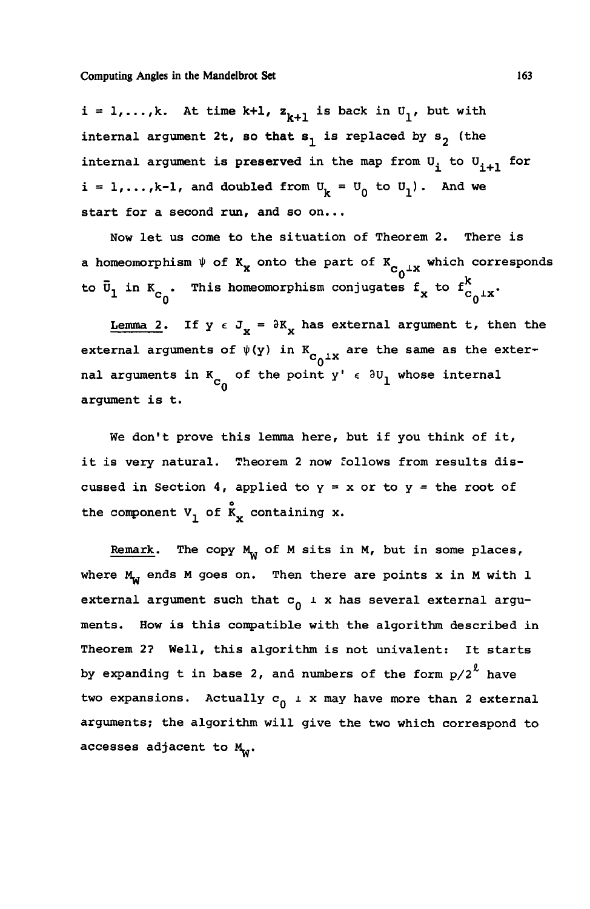$i = 1,\ldots,k$. At time $k+1$, $z_{k+1}$ is back in $U_1$, but with internal argument $2t$, so that $s_1$ is replaced by $s_2$ (the internal argument is preserved in the map from $U_i$ to $U_{i+1}$ for $i = 1,\ldots,k-1$, and doubled from $U_k = U_0$ to $U_1$). And we start for a second run, and so on...

Now let us come to the situation of Theorem 2. There is a homeomorphism $\psi$ of $K_x$ onto the part of $K_{c_0 \perp x}$ which corresponds to $\bar{U}_1$ in $K_{c_0}$. This homeomorphism conjugates $f_x$ to $f^k_{c_0 \perp x}$.

<u>Lemma 2</u>. If $y \in J_x = \partial K_x$ has external argument $t$, then the external arguments of $\psi(y)$ in $K_{c_0 \perp x}$ are the same as the external arguments in $K_{c_0}$ of the point $y' \in \partial U_1$ whose internal argument is $t$.

We don't prove this lemma here, but if you think of it, it is very natural. Theorem 2 now follows from results discussed in Section 4, applied to $y = x$ or to $y =$ the root of the component $V_1$ of $\mathring{K}_x$ containing $x$.

<u>Remark</u>. The copy $M_W$ of $M$ sits in $M$, but in some places, where $M_W$ ends $M$ goes on. Then there are points $x$ in $M$ with 1 external argument such that $c_0 \perp x$ has several external arguments. How is this compatible with the algorithm described in Theorem 2? Well, this algorithm is not univalent: It starts by expanding $t$ in base 2, and numbers of the form $p/2^\ell$ have two expansions. Actually $c_0 \perp x$ may have more than 2 external arguments; the algorithm will give the two which correspond to accesses adjacent to $M_W$.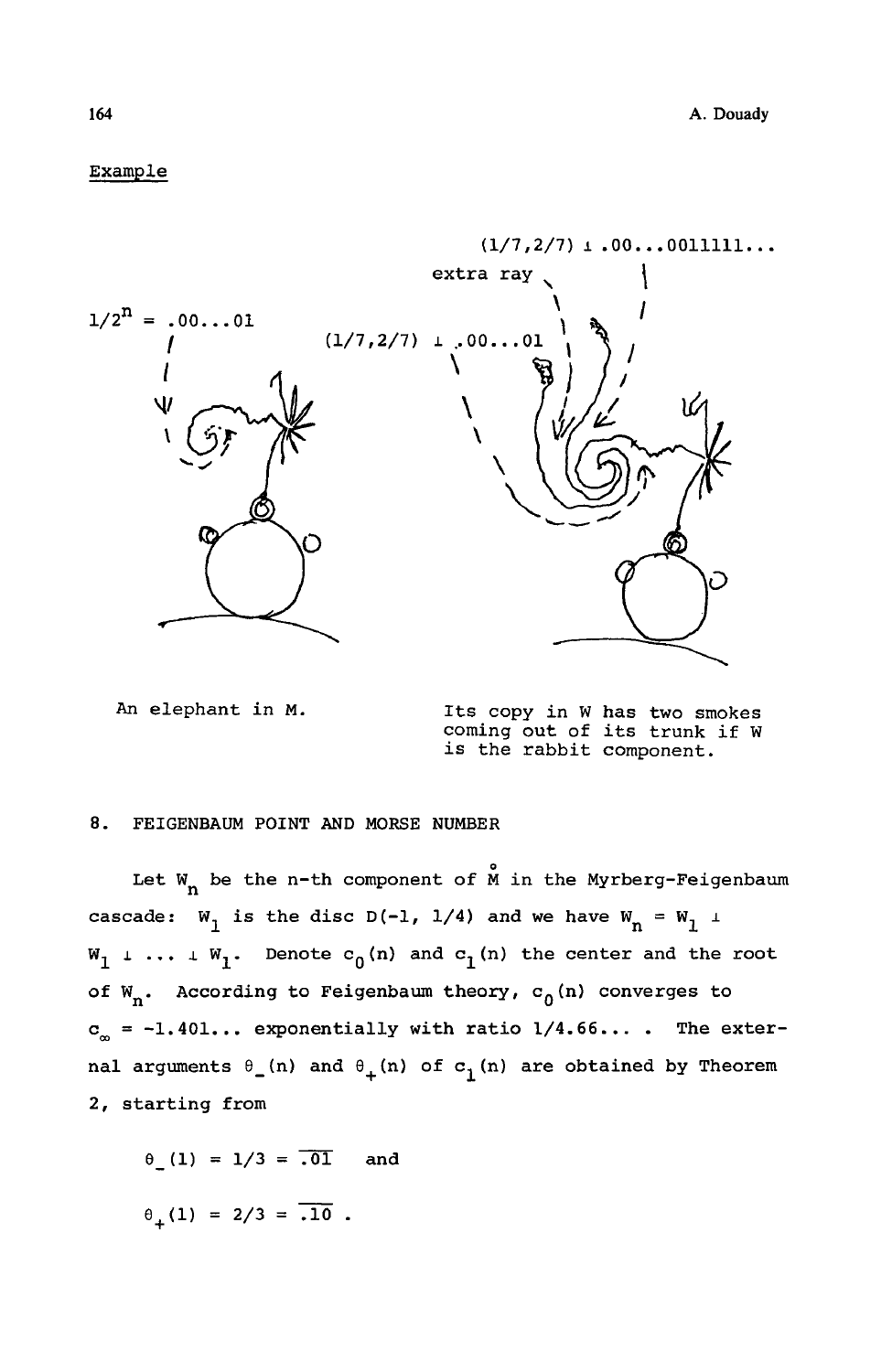Example

$1/2^n = .00...01$

$(1/7,2/7) \perp .00...01$

extra ray

$(1/7,2/7) \perp .00...0011111...$

An elephant in M.

Its copy in W has two smokes coming out of its trunk if W is the rabbit component.

## 8. FEIGENBAUM POINT AND MORSE NUMBER

Let $W_n$ be the n-th component of $\overset{\circ}{M}$ in the Myrberg-Feigenbaum cascade: $W_1$ is the disc $D(-1, 1/4)$ and we have $W_n = W_1 \perp W_1 \perp \ldots \perp W_1$. Denote $c_0(n)$ and $c_1(n)$ the center and the root of $W_n$. According to Feigenbaum theory, $c_0(n)$ converges to $c_\infty = -1.401\ldots$ exponentially with ratio $1/4.66\ldots$. The external arguments $\theta_-(n)$ and $\theta_+(n)$ of $c_1(n)$ are obtained by Theorem 2, starting from

$$\theta_-(1) = 1/3 = \overline{.01} \quad \text{and}$$

$$\theta_+(1) = 2/3 = \overline{.10} \; .$$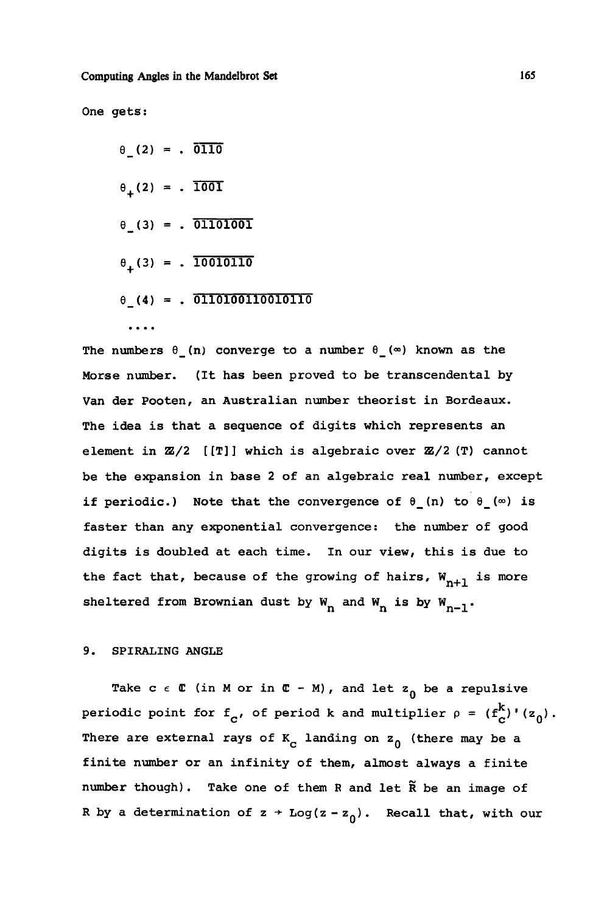One gets:

$$\theta_-(2) = .\overline{0110}$$

$$\theta_+(2) = .\overline{1001}$$

$$\theta_-(3) = .\overline{01101001}$$

$$\theta_+(3) = .\overline{10010110}$$

$$\theta_-(4) = .\overline{0110100110010110}$$

....

The numbers $\theta_-(n)$ converge to a number $\theta_-(\infty)$ known as the Morse number. (It has been proved to be transcendental by Van der Pooten, an Australian number theorist in Bordeaux. The idea is that a sequence of digits which represents an element in $\mathbb{Z}/2\ [[T]]$ which is algebraic over $\mathbb{Z}/2\ (T)$ cannot be the expansion in base 2 of an algebraic real number, except if periodic.) Note that the convergence of $\theta_-(n)$ to $\theta_-(\infty)$ is faster than any exponential convergence: the number of good digits is doubled at each time. In our view, this is due to the fact that, because of the growing of hairs, $W_{n+1}$ is more sheltered from Brownian dust by $W_n$ and $W_n$ is by $W_{n-1}$.

## 9. SPIRALING ANGLE

Take $c \in \mathbb{C}$ (in M or in $\mathbb{C} - M$), and let $z_0$ be a repulsive periodic point for $f_c$, of period k and multiplier $\rho = (f_c^k)'(z_0)$. There are external rays of $K_c$ landing on $z_0$ (there may be a finite number or an infinity of them, almost always a finite number though). Take one of them R and let $\tilde{R}$ be an image of R by a determination of $z \to \mathrm{Log}(z - z_0)$. Recall that, with our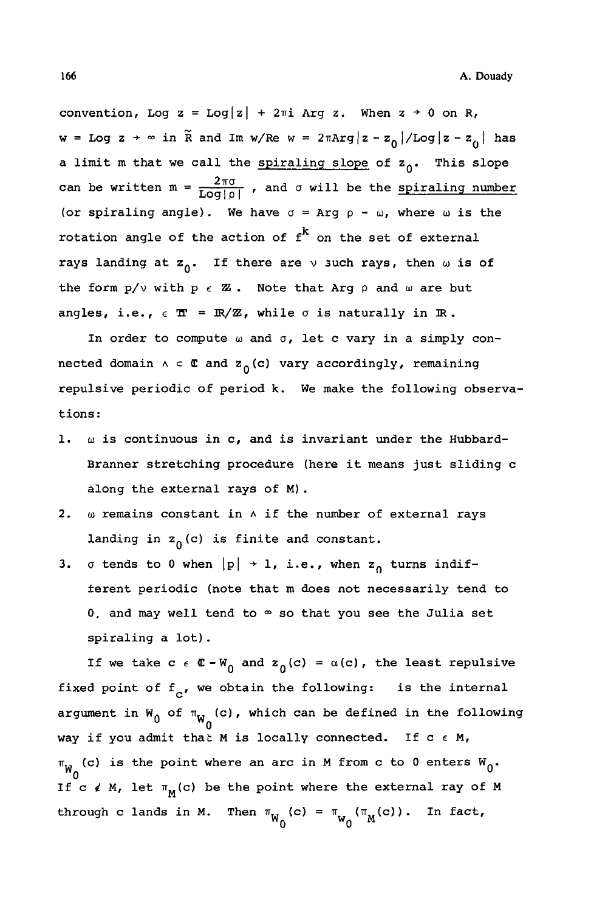convention, $\text{Log } z = \text{Log}|z| + 2\pi i \text{ Arg } z$. When $z \to 0$ on $R$, $w = \text{Log } z \to \infty$ in $\tilde{R}$ and $\text{Im } w/\text{Re } w = 2\pi\text{Arg}|z - z_0|/\text{Log}|z - z_0|$ has a limit $m$ that we call the spiraling slope of $z_0$. This slope can be written $m = \frac{2\pi\sigma}{\text{Log}|\rho|}$, and $\sigma$ will be the spiraling number (or spiraling angle). We have $\sigma = \text{Arg } \rho - \omega$, where $\omega$ is the rotation angle of the action of $f^k$ on the set of external rays landing at $z_0$. If there are $\nu$ such rays, then $\omega$ is of the form $p/\nu$ with $p \in \mathbb{Z}$. Note that $\text{Arg } \rho$ and $\omega$ are but angles, i.e., $\in \mathbb{T} = \mathbb{R}/\mathbb{Z}$, while $\sigma$ is naturally in $\mathbb{R}$.

In order to compute $\omega$ and $\sigma$, let $c$ vary in a simply connected domain $\Lambda \subset \mathbb{C}$ and $z_0(c)$ vary accordingly, remaining repulsive periodic of period $k$. We make the following observations:

1. $\omega$ is continuous in $c$, and is invariant under the Hubbard-Branner stretching procedure (here it means just sliding $c$ along the external rays of $M$).
2. $\omega$ remains constant in $\Lambda$ if the number of external rays landing in $z_0(c)$ is finite and constant.
3. $\sigma$ tends to 0 when $|\rho| \to 1$, i.e., when $z_0$ turns indifferent periodic (note that $m$ does not necessarily tend to 0, and may well tend to $\infty$ so that you see the Julia set spiraling a lot).

If we take $c \in \mathbb{C} - W_0$ and $z_0(c) = \alpha(c)$, the least repulsive fixed point of $f_c$, we obtain the following: is the internal argument in $W_0$ of $\pi_{W_0}(c)$, which can be defined in the following way if you admit that $M$ is locally connected. If $c \in M$, $\pi_{W_0}(c)$ is the point where an arc in $M$ from $c$ to 0 enters $W_0$. If $c \notin M$, let $\pi_M(c)$ be the point where the external ray of $M$ through $c$ lands in $M$. Then $\pi_{W_0}(c) = \pi_{W_0}(\pi_M(c))$. In fact,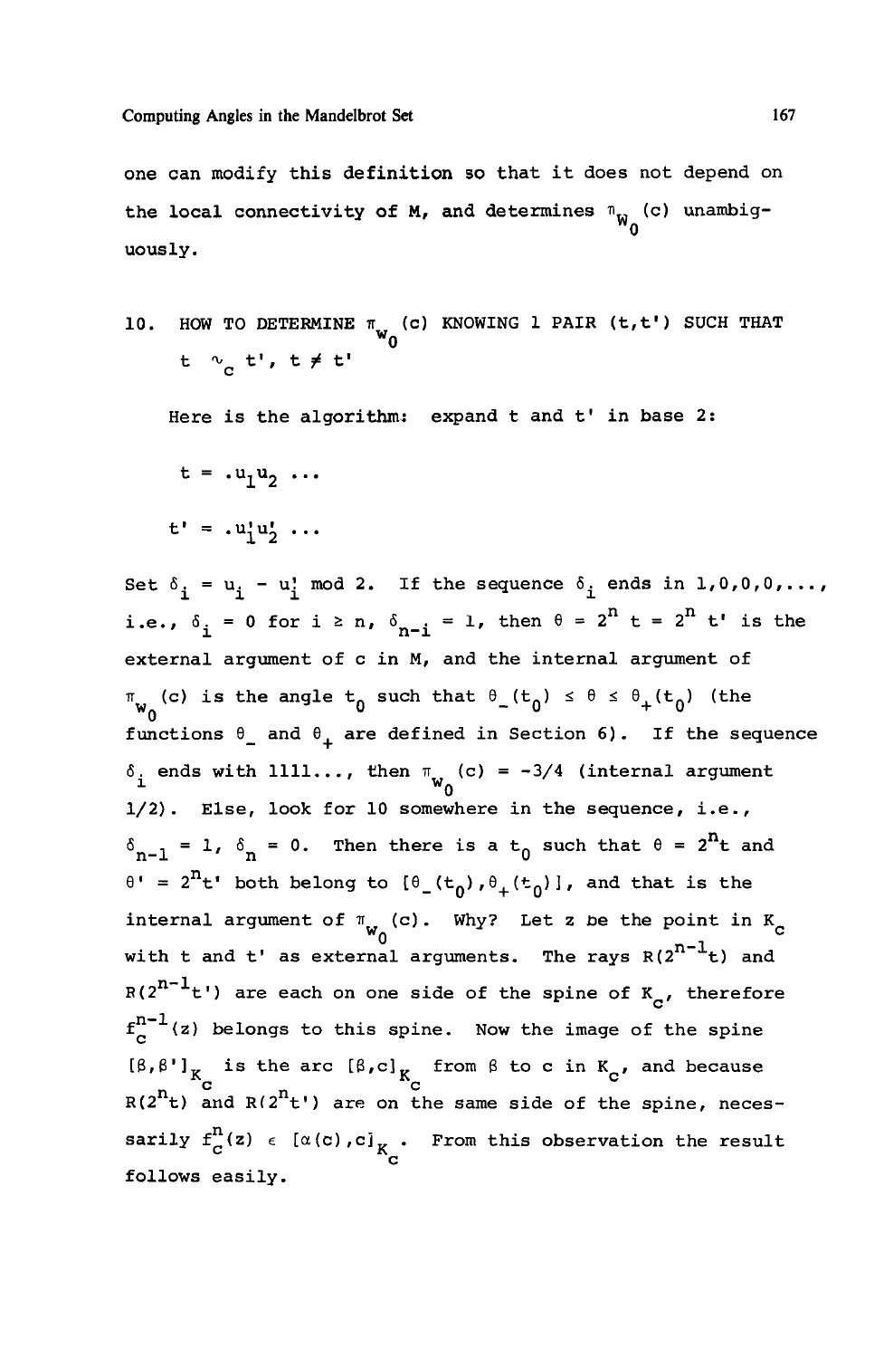one can modify this definition so that it does not depend on the local connectivity of M, and determines $\pi_{W_0}(c)$ unambiguously.

## 10. HOW TO DETERMINE $\pi_{W_0}(c)$ KNOWING 1 PAIR $(t,t')$ SUCH THAT $t \sim_c t'$, $t \neq t'$

Here is the algorithm: expand t and t' in base 2:

$$t = .u_1 u_2 \ldots$$

$$t' = .u_1' u_2' \ldots$$

Set $\delta_i = u_i - u_i' \bmod 2$. If the sequence $\delta_i$ ends in 1,0,0,0,..., i.e., $\delta_i = 0$ for $i \geq n$, $\delta_{n-i} = 1$, then $\theta = 2^n t = 2^n t'$ is the external argument of c in M, and the internal argument of $\pi_{W_0}(c)$ is the angle $t_0$ such that $\theta_-(t_0) \leq \theta \leq \theta_+(t_0)$ (the functions $\theta_-$ and $\theta_+$ are defined in Section 6). If the sequence $\delta_i$ ends with 1111..., then $\pi_{W_0}(c) = -3/4$ (internal argument 1/2). Else, look for 10 somewhere in the sequence, i.e., $\delta_{n-1} = 1$, $\delta_n = 0$. Then there is a $t_0$ such that $\theta = 2^n t$ and $\theta' = 2^n t'$ both belong to $[\theta_-(t_0), \theta_+(t_0)]$, and that is the internal argument of $\pi_{W_0}(c)$. Why? Let z be the point in $K_c$ with t and t' as external arguments. The rays $R(2^{n-1}t)$ and $R(2^{n-1}t')$ are each on one side of the spine of $K_c$, therefore $f_c^{n-1}(z)$ belongs to this spine. Now the image of the spine $[\beta,\beta']_{K_c}$ is the arc $[\beta,c]_{K_c}$ from $\beta$ to c in $K_c$, and because $R(2^n t)$ and $R(2^n t')$ are on the same side of the spine, necessarily $f_c^n(z) \in [\alpha(c),c]_{K_c}$. From this observation the result follows easily.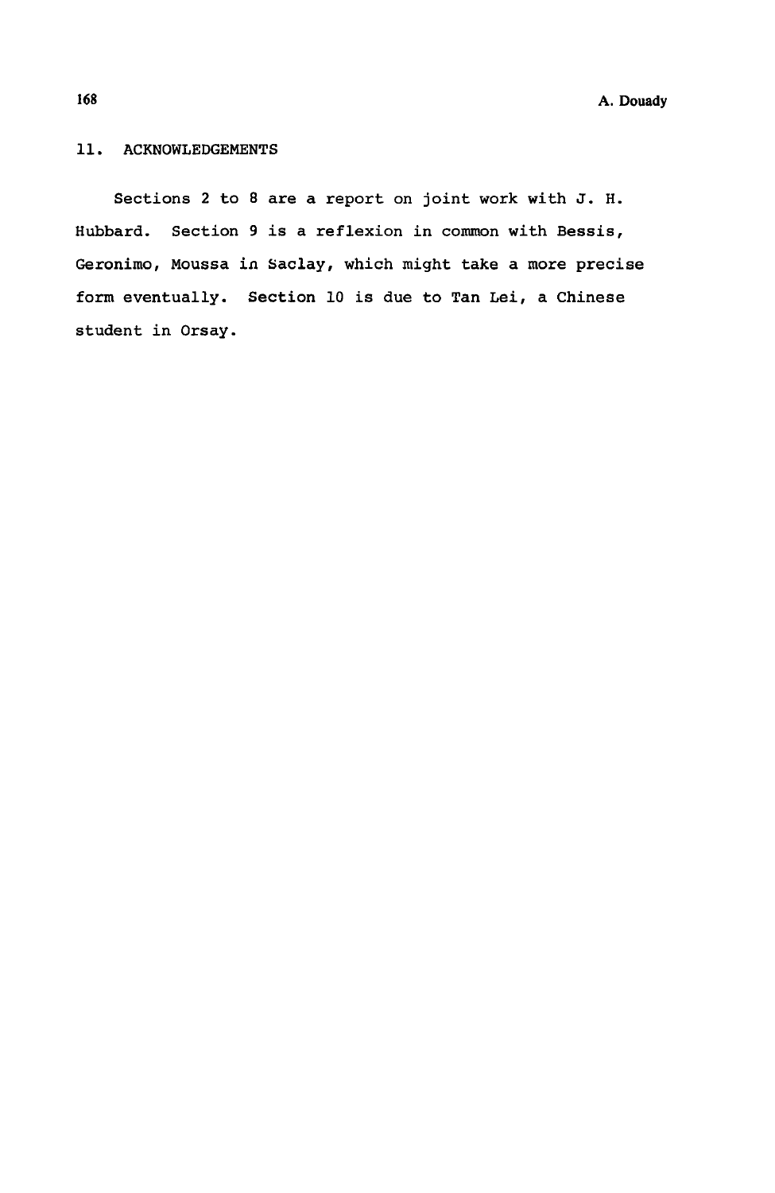## 11. ACKNOWLEDGEMENTS

Sections 2 to 8 are a report on joint work with J. H. Hubbard. Section 9 is a reflexion in common with Bessis, Geronimo, Moussa in Saclay, which might take a more precise form eventually. Section 10 is due to Tan Lei, a Chinese student in Orsay.